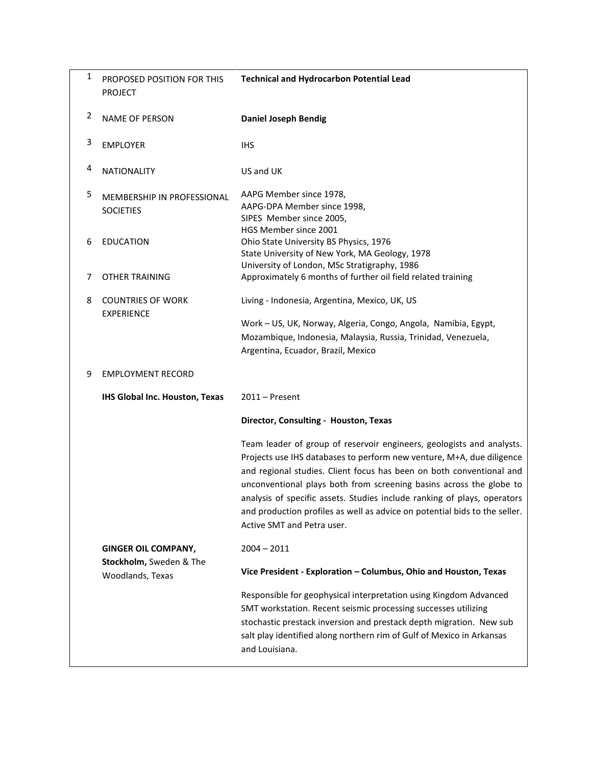| | | |
|---|---|---|
| 1 | PROPOSED POSITION FOR THIS PROJECT | **Technical and Hydrocarbon Potential Lead** |
| 2 | NAME OF PERSON | **Daniel Joseph Bendig** |
| 3 | EMPLOYER | IHS |
| 4 | NATIONALITY | US and UK |
| 5 | MEMBERSHIP IN PROFESSIONAL SOCIETIES | AAPG Member since 1978,<br>AAPG-DPA Member since 1998,<br>SIPES Member since 2005,<br>HGS Member since 2001 |
| 6 | EDUCATION | Ohio State University BS Physics, 1976<br>State University of New York, MA Geology, 1978<br>University of London, MSc Stratigraphy, 1986 |
| 7 | OTHER TRAINING | Approximately 6 months of further oil field related training |
| 8 | COUNTRIES OF WORK EXPERIENCE | Living - Indonesia, Argentina, Mexico, UK, US<br><br>Work – US, UK, Norway, Algeria, Congo, Angola, Namibia, Egypt, Mozambique, Indonesia, Malaysia, Russia, Trinidad, Venezuela, Argentina, Ecuador, Brazil, Mexico |
| 9 | EMPLOYMENT RECORD | |
| | **IHS Global Inc. Houston, Texas** | 2011 – Present<br><br>**Director, Consulting - Houston, Texas**<br><br>Team leader of group of reservoir engineers, geologists and analysts. Projects use IHS databases to perform new venture, M+A, due diligence and regional studies. Client focus has been on both conventional and unconventional plays both from screening basins across the globe to analysis of specific assets. Studies include ranking of plays, operators and production profiles as well as advice on potential bids to the seller. Active SMT and Petra user. |
| | **GINGER OIL COMPANY, Stockholm,** Sweden & The Woodlands, Texas | 2004 – 2011<br><br>**Vice President - Exploration – Columbus, Ohio and Houston, Texas**<br><br>Responsible for geophysical interpretation using Kingdom Advanced SMT workstation. Recent seismic processing successes utilizing stochastic prestack inversion and prestack depth migration. New sub salt play identified along northern rim of Gulf of Mexico in Arkansas and Louisiana. |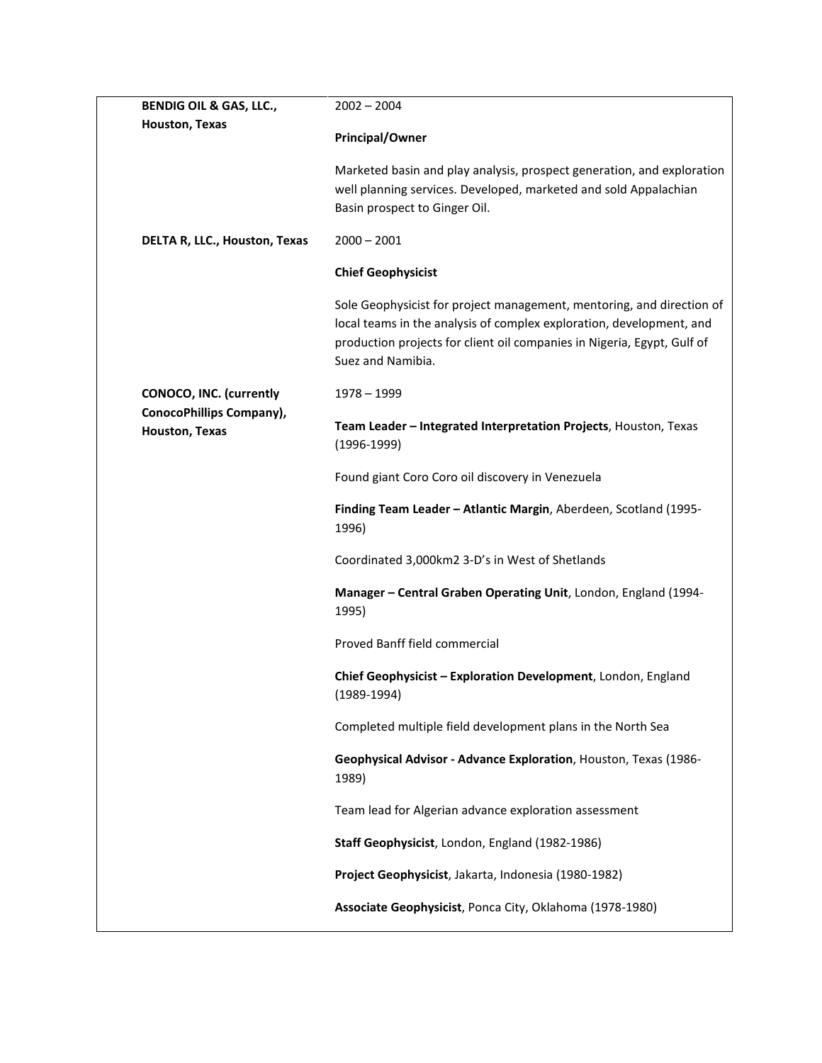| | |
|---|---|
| **BENDIG OIL & GAS, LLC., Houston, Texas** | 2002 – 2004<br><br>**Principal/Owner**<br><br>Marketed basin and play analysis, prospect generation, and exploration well planning services. Developed, marketed and sold Appalachian Basin prospect to Ginger Oil. |
| **DELTA R, LLC., Houston, Texas** | 2000 – 2001<br><br>**Chief Geophysicist**<br><br>Sole Geophysicist for project management, mentoring, and direction of local teams in the analysis of complex exploration, development, and production projects for client oil companies in Nigeria, Egypt, Gulf of Suez and Namibia. |
| **CONOCO, INC. (currently ConocoPhillips Company), Houston, Texas** | 1978 – 1999<br><br>**Team Leader – Integrated Interpretation Projects**, Houston, Texas (1996-1999)<br><br>Found giant Coro Coro oil discovery in Venezuela<br><br>**Finding Team Leader – Atlantic Margin**, Aberdeen, Scotland (1995-1996)<br><br>Coordinated 3,000km2 3-D's in West of Shetlands<br><br>**Manager – Central Graben Operating Unit**, London, England (1994-1995)<br><br>Proved Banff field commercial<br><br>**Chief Geophysicist – Exploration Development**, London, England (1989-1994)<br><br>Completed multiple field development plans in the North Sea<br><br>**Geophysical Advisor - Advance Exploration**, Houston, Texas (1986-1989)<br><br>Team lead for Algerian advance exploration assessment<br><br>**Staff Geophysicist**, London, England (1982-1986)<br><br>**Project Geophysicist**, Jakarta, Indonesia (1980-1982)<br><br>**Associate Geophysicist**, Ponca City, Oklahoma (1978-1980) |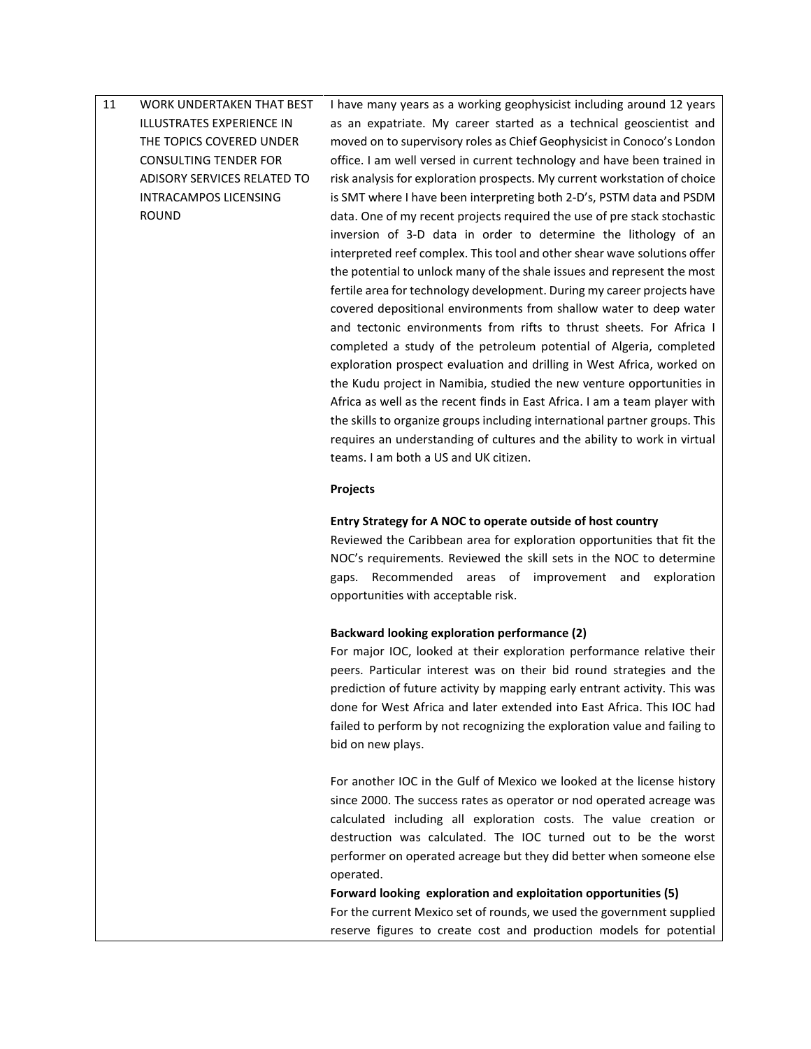| 11 | WORK UNDERTAKEN THAT BEST ILLUSTRATES EXPERIENCE IN THE TOPICS COVERED UNDER CONSULTING TENDER FOR ADISORY SERVICES RELATED TO INTRACAMPOS LICENSING ROUND | I have many years as a working geophysicist including around 12 years as an expatriate. My career started as a technical geoscientist and moved on to supervisory roles as Chief Geophysicist in Conoco's London office. I am well versed in current technology and have been trained in risk analysis for exploration prospects. My current workstation of choice is SMT where I have been interpreting both 2-D's, PSTM data and PSDM data. One of my recent projects required the use of pre stack stochastic inversion of 3-D data in order to determine the lithology of an interpreted reef complex. This tool and other shear wave solutions offer the potential to unlock many of the shale issues and represent the most fertile area for technology development. During my career projects have covered depositional environments from shallow water to deep water and tectonic environments from rifts to thrust sheets. For Africa I completed a study of the petroleum potential of Algeria, completed exploration prospect evaluation and drilling in West Africa, worked on the Kudu project in Namibia, studied the new venture opportunities in Africa as well as the recent finds in East Africa. I am a team player with the skills to organize groups including international partner groups. This requires an understanding of cultures and the ability to work in virtual teams. I am both a US and UK citizen.<br><br>**Projects**<br><br>**Entry Strategy for A NOC to operate outside of host country**<br>Reviewed the Caribbean area for exploration opportunities that fit the NOC's requirements. Reviewed the skill sets in the NOC to determine gaps. Recommended areas of improvement and exploration opportunities with acceptable risk.<br><br>**Backward looking exploration performance (2)**<br>For major IOC, looked at their exploration performance relative their peers. Particular interest was on their bid round strategies and the prediction of future activity by mapping early entrant activity. This was done for West Africa and later extended into East Africa. This IOC had failed to perform by not recognizing the exploration value and failing to bid on new plays.<br><br>For another IOC in the Gulf of Mexico we looked at the license history since 2000. The success rates as operator or nod operated acreage was calculated including all exploration costs. The value creation or destruction was calculated. The IOC turned out to be the worst performer on operated acreage but they did better when someone else operated.<br>**Forward looking exploration and exploitation opportunities (5)**<br>For the current Mexico set of rounds, we used the government supplied reserve figures to create cost and production models for potential |
|---|---|---|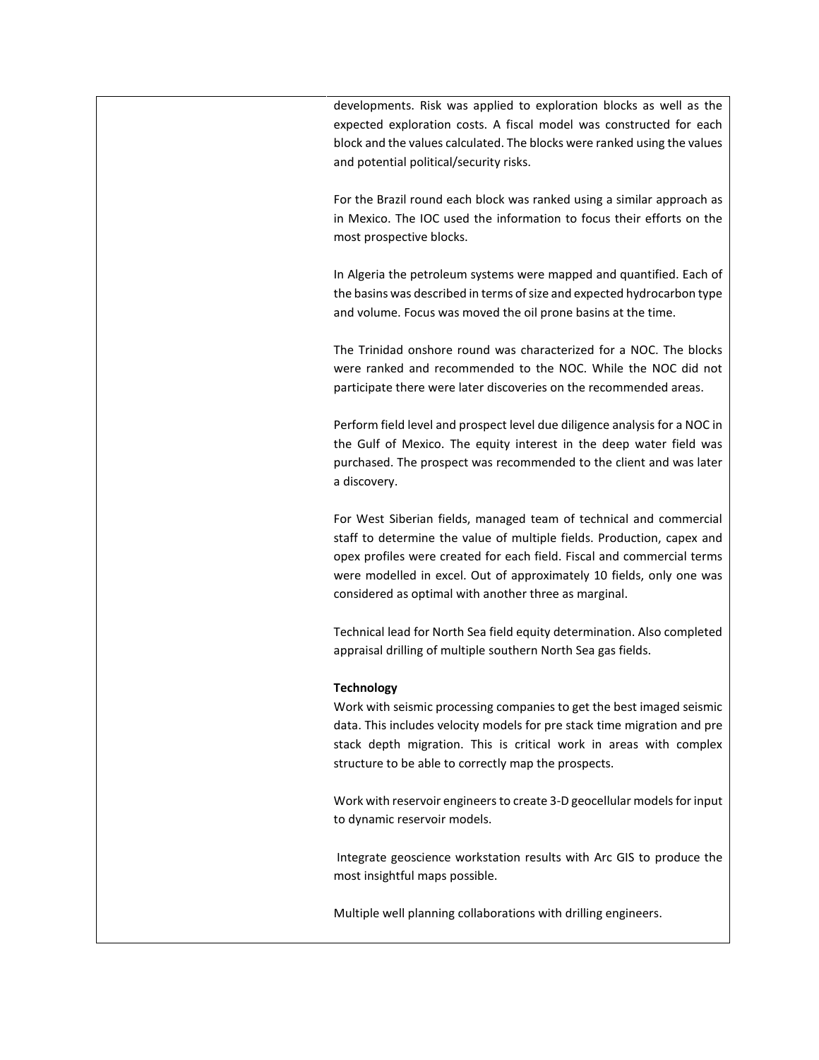developments. Risk was applied to exploration blocks as well as the expected exploration costs. A fiscal model was constructed for each block and the values calculated. The blocks were ranked using the values and potential political/security risks.

For the Brazil round each block was ranked using a similar approach as in Mexico. The IOC used the information to focus their efforts on the most prospective blocks.

In Algeria the petroleum systems were mapped and quantified. Each of the basins was described in terms of size and expected hydrocarbon type and volume. Focus was moved the oil prone basins at the time.

The Trinidad onshore round was characterized for a NOC. The blocks were ranked and recommended to the NOC. While the NOC did not participate there were later discoveries on the recommended areas.

Perform field level and prospect level due diligence analysis for a NOC in the Gulf of Mexico. The equity interest in the deep water field was purchased. The prospect was recommended to the client and was later a discovery.

For West Siberian fields, managed team of technical and commercial staff to determine the value of multiple fields. Production, capex and opex profiles were created for each field. Fiscal and commercial terms were modelled in excel. Out of approximately 10 fields, only one was considered as optimal with another three as marginal.

Technical lead for North Sea field equity determination. Also completed appraisal drilling of multiple southern North Sea gas fields.

**Technology**

Work with seismic processing companies to get the best imaged seismic data. This includes velocity models for pre stack time migration and pre stack depth migration. This is critical work in areas with complex structure to be able to correctly map the prospects.

Work with reservoir engineers to create 3-D geocellular models for input to dynamic reservoir models.

Integrate geoscience workstation results with Arc GIS to produce the most insightful maps possible.

Multiple well planning collaborations with drilling engineers.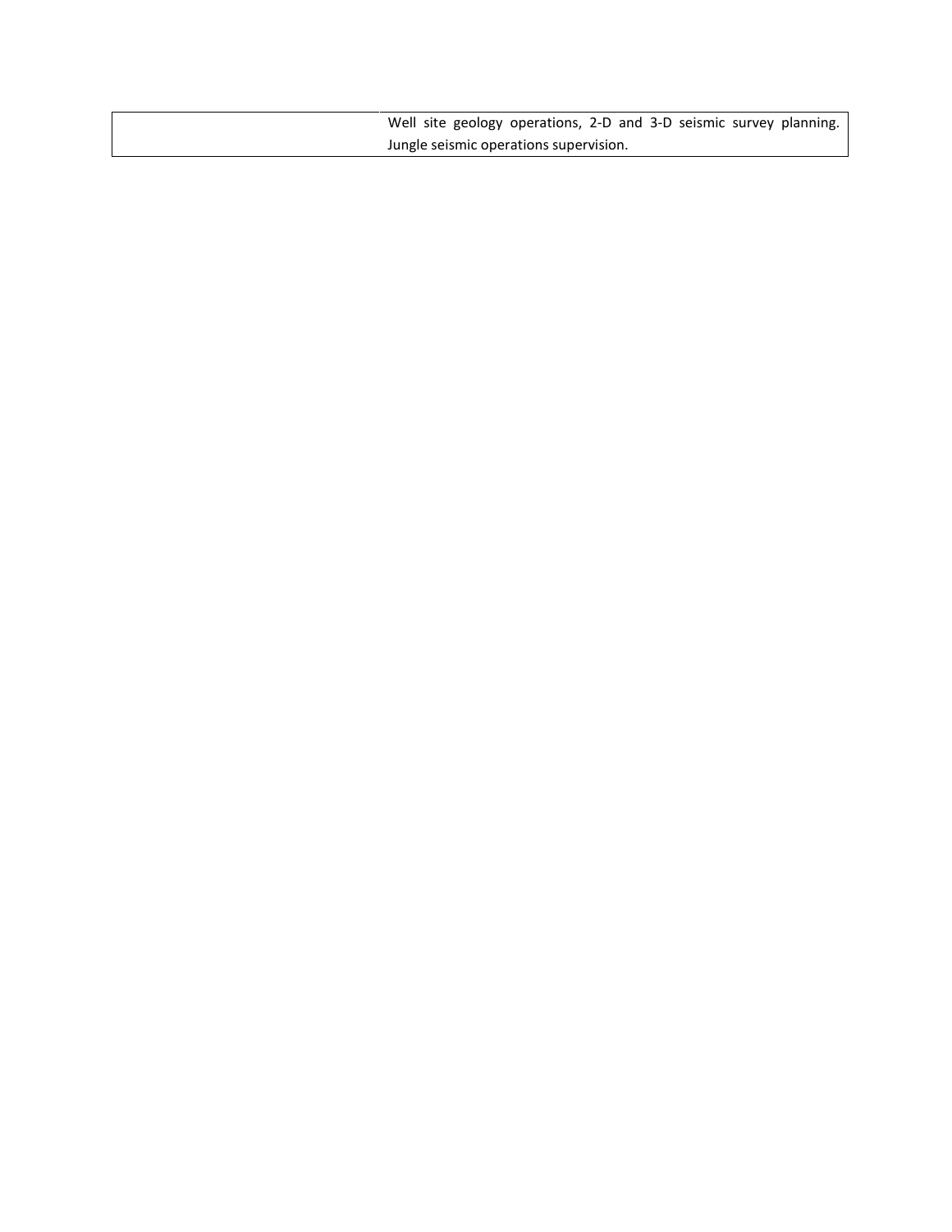| | |
|---|---|
| | Well site geology operations, 2-D and 3-D seismic survey planning. Jungle seismic operations supervision. |